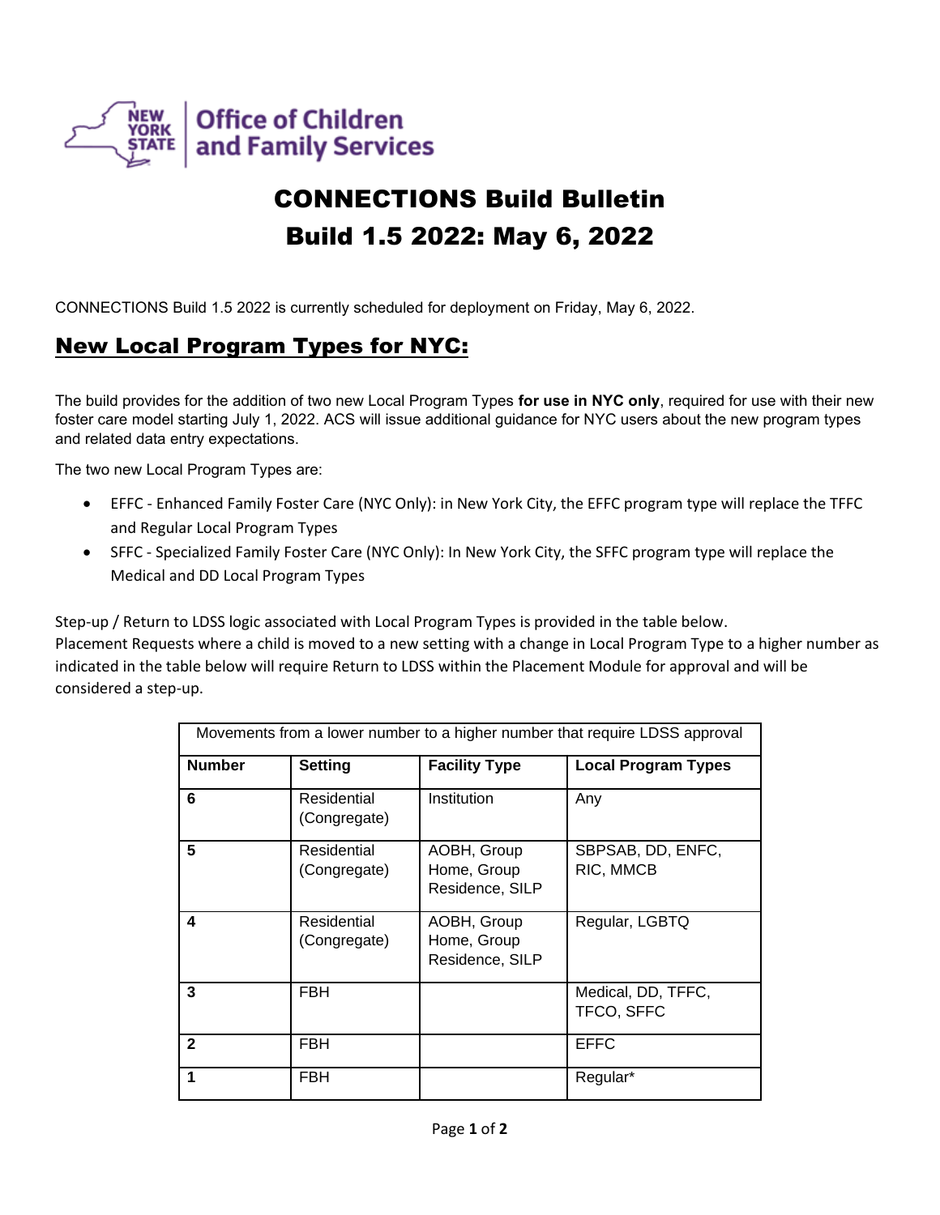# CONNECTIONS Build Bulletin
# Build 1.5 2022: May 6, 2022

CONNECTIONS Build 1.5 2022 is currently scheduled for deployment on Friday, May 6, 2022.

## New Local Program Types for NYC:

The build provides for the addition of two new Local Program Types **for use in NYC only**, required for use with their new foster care model starting July 1, 2022. ACS will issue additional guidance for NYC users about the new program types and related data entry expectations.

The two new Local Program Types are:

- EFFC - Enhanced Family Foster Care (NYC Only): in New York City, the EFFC program type will replace the TFFC and Regular Local Program Types
- SFFC - Specialized Family Foster Care (NYC Only): In New York City, the SFFC program type will replace the Medical and DD Local Program Types

Step-up / Return to LDSS logic associated with Local Program Types is provided in the table below.
Placement Requests where a child is moved to a new setting with a change in Local Program Type to a higher number as indicated in the table below will require Return to LDSS within the Placement Module for approval and will be considered a step-up.

| Movements from a lower number to a higher number that require LDSS approval | | | |
|---|---|---|---|
| **Number** | **Setting** | **Facility Type** | **Local Program Types** |
| **6** | Residential (Congregate) | Institution | Any |
| **5** | Residential (Congregate) | AOBH, Group Home, Group Residence, SILP | SBPSAB, DD, ENFC, RIC, MMCB |
| **4** | Residential (Congregate) | AOBH, Group Home, Group Residence, SILP | Regular, LGBTQ |
| **3** | FBH | | Medical, DD, TFFC, TFCO, SFFC |
| **2** | FBH | | EFFC |
| **1** | FBH | | Regular* |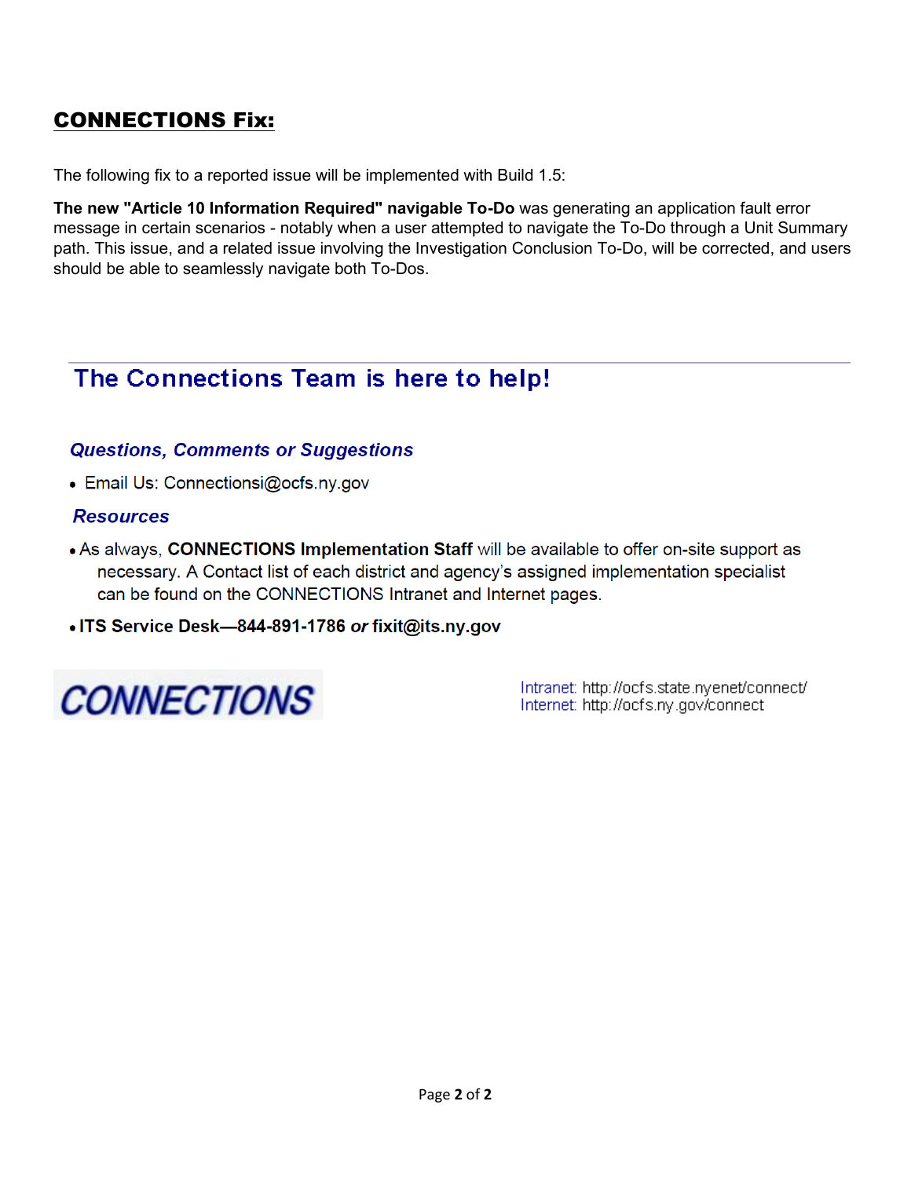## CONNECTIONS Fix:

The following fix to a reported issue will be implemented with Build 1.5:

**The new "Article 10 Information Required" navigable To-Do** was generating an application fault error message in certain scenarios - notably when a user attempted to navigate the To-Do through a Unit Summary path. This issue, and a related issue involving the Investigation Conclusion To-Do, will be corrected, and users should be able to seamlessly navigate both To-Dos.

## The Connections Team is here to help!

### *Questions, Comments or Suggestions*

- Email Us: Connectionsi@ocfs.ny.gov

### *Resources*

- As always, **CONNECTIONS Implementation Staff** will be available to offer on-site support as necessary. A Contact list of each district and agency's assigned implementation specialist can be found on the CONNECTIONS Intranet and Internet pages.
- **ITS Service Desk—844-891-1786 *or* fixit@its.ny.gov**

**CONNECTIONS**

Intranet: http://ocfs.state.nyenet/connect/
Internet: http://ocfs.ny.gov/connect